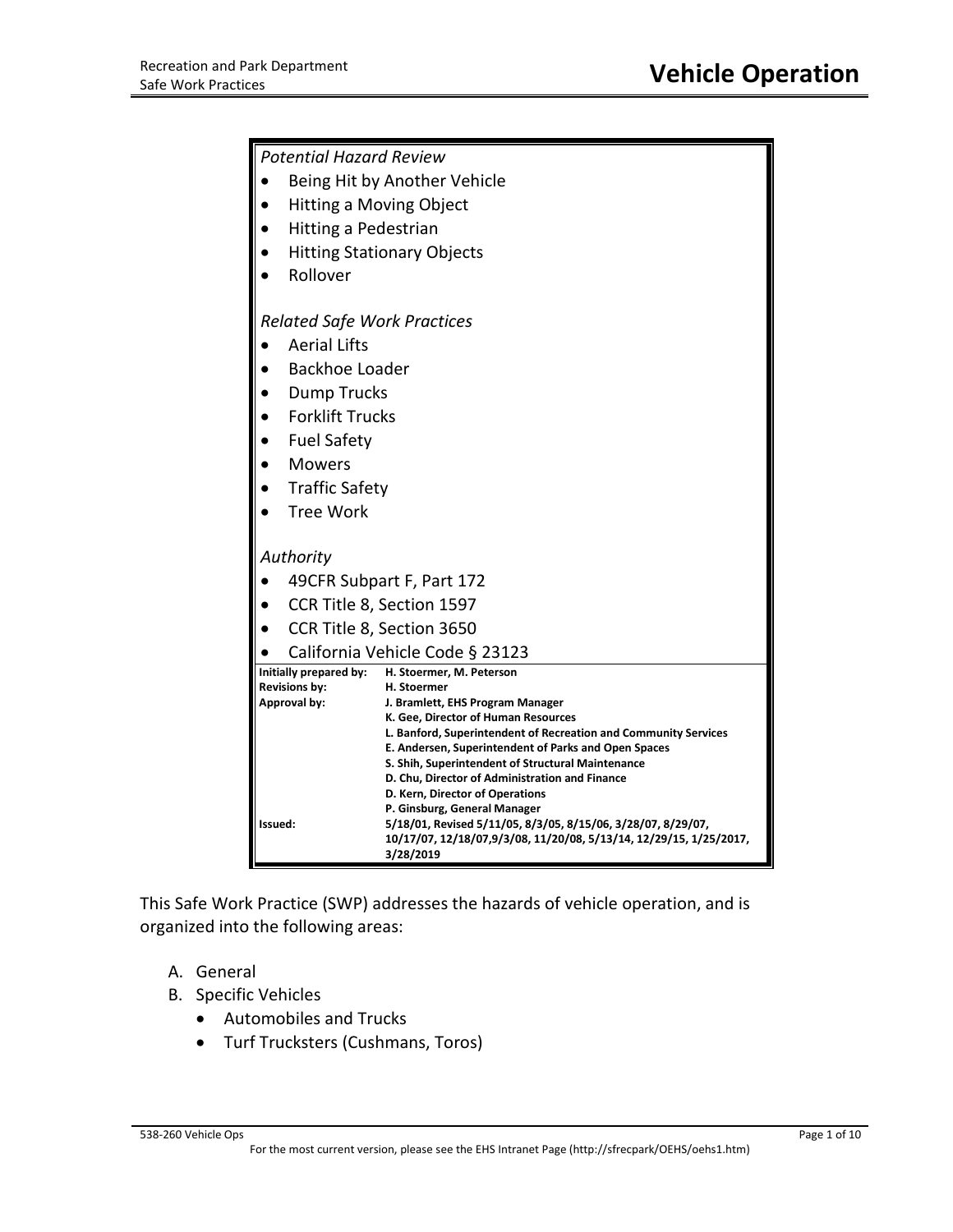# Vehicle Operation

*Potential Hazard Review*

- Being Hit by Another Vehicle
- Hitting a Moving Object
- Hitting a Pedestrian
- Hitting Stationary Objects
- Rollover

*Related Safe Work Practices*

- Aerial Lifts
- Backhoe Loader
- Dump Trucks
- Forklift Trucks
- Fuel Safety
- Mowers
- Traffic Safety
- Tree Work

*Authority*

- 49CFR Subpart F, Part 172
- CCR Title 8, Section 1597
- CCR Title 8, Section 3650
- California Vehicle Code § 23123

| | |
|---|---|
| **Initially prepared by:** | **H. Stoermer, M. Peterson** |
| **Revisions by:** | **H. Stoermer** |
| **Approval by:** | **J. Bramlett, EHS Program Manager**<br>**K. Gee, Director of Human Resources**<br>**L. Banford, Superintendent of Recreation and Community Services**<br>**E. Andersen, Superintendent of Parks and Open Spaces**<br>**S. Shih, Superintendent of Structural Maintenance**<br>**D. Chu, Director of Administration and Finance**<br>**D. Kern, Director of Operations**<br>**P. Ginsburg, General Manager** |
| **Issued:** | **5/18/01, Revised 5/11/05, 8/3/05, 8/15/06, 3/28/07, 8/29/07, 10/17/07, 12/18/07,9/3/08, 11/20/08, 5/13/14, 12/29/15, 1/25/2017, 3/28/2019** |

This Safe Work Practice (SWP) addresses the hazards of vehicle operation, and is organized into the following areas:

A. General
B. Specific Vehicles
   - Automobiles and Trucks
   - Turf Trucksters (Cushmans, Toros)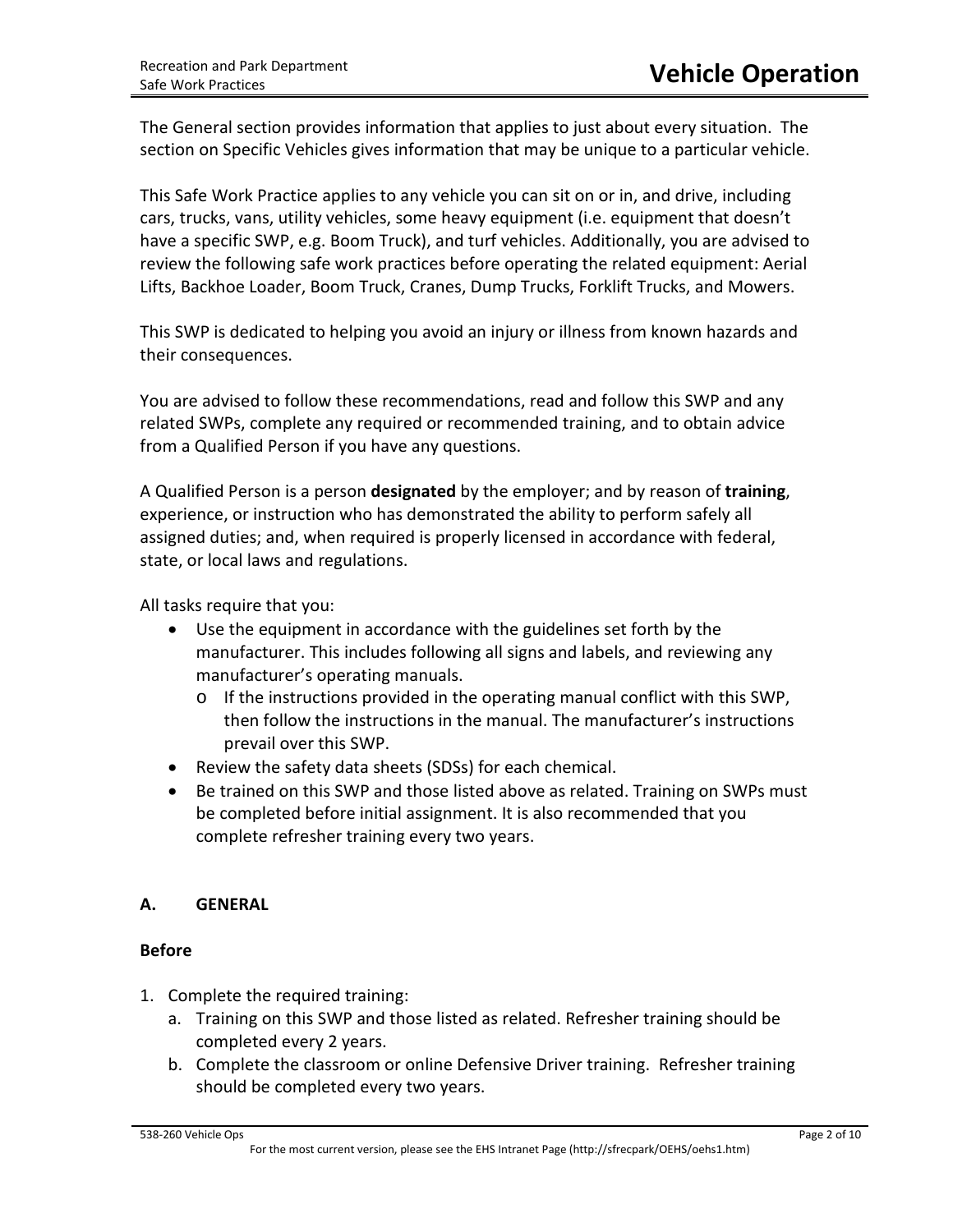The General section provides information that applies to just about every situation. The section on Specific Vehicles gives information that may be unique to a particular vehicle.

This Safe Work Practice applies to any vehicle you can sit on or in, and drive, including cars, trucks, vans, utility vehicles, some heavy equipment (i.e. equipment that doesn't have a specific SWP, e.g. Boom Truck), and turf vehicles. Additionally, you are advised to review the following safe work practices before operating the related equipment: Aerial Lifts, Backhoe Loader, Boom Truck, Cranes, Dump Trucks, Forklift Trucks, and Mowers.

This SWP is dedicated to helping you avoid an injury or illness from known hazards and their consequences.

You are advised to follow these recommendations, read and follow this SWP and any related SWPs, complete any required or recommended training, and to obtain advice from a Qualified Person if you have any questions.

A Qualified Person is a person **designated** by the employer; and by reason of **training**, experience, or instruction who has demonstrated the ability to perform safely all assigned duties; and, when required is properly licensed in accordance with federal, state, or local laws and regulations.

All tasks require that you:

- Use the equipment in accordance with the guidelines set forth by the manufacturer. This includes following all signs and labels, and reviewing any manufacturer's operating manuals.
  - If the instructions provided in the operating manual conflict with this SWP, then follow the instructions in the manual. The manufacturer's instructions prevail over this SWP.
- Review the safety data sheets (SDSs) for each chemical.
- Be trained on this SWP and those listed above as related. Training on SWPs must be completed before initial assignment. It is also recommended that you complete refresher training every two years.

## A. GENERAL

### Before

1. Complete the required training:
   a. Training on this SWP and those listed as related. Refresher training should be completed every 2 years.
   b. Complete the classroom or online Defensive Driver training. Refresher training should be completed every two years.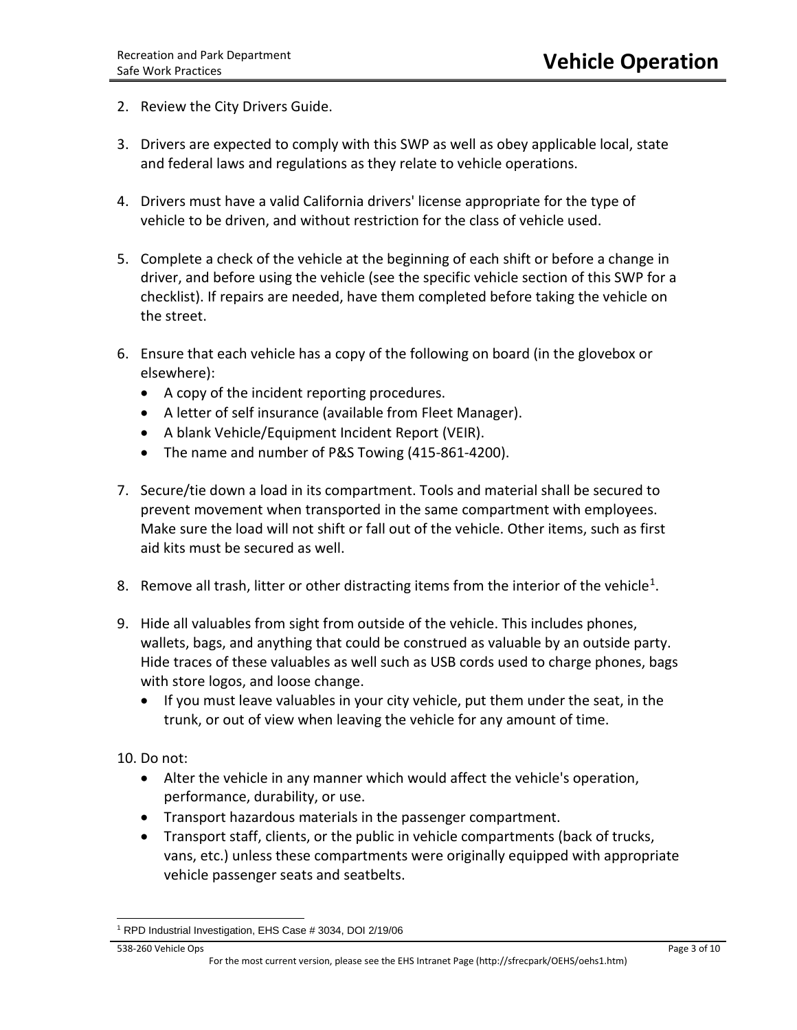2. Review the City Drivers Guide.

3. Drivers are expected to comply with this SWP as well as obey applicable local, state and federal laws and regulations as they relate to vehicle operations.

4. Drivers must have a valid California drivers' license appropriate for the type of vehicle to be driven, and without restriction for the class of vehicle used.

5. Complete a check of the vehicle at the beginning of each shift or before a change in driver, and before using the vehicle (see the specific vehicle section of this SWP for a checklist). If repairs are needed, have them completed before taking the vehicle on the street.

6. Ensure that each vehicle has a copy of the following on board (in the glovebox or elsewhere):
   - A copy of the incident reporting procedures.
   - A letter of self insurance (available from Fleet Manager).
   - A blank Vehicle/Equipment Incident Report (VEIR).
   - The name and number of P&S Towing (415-861-4200).

7. Secure/tie down a load in its compartment. Tools and material shall be secured to prevent movement when transported in the same compartment with employees. Make sure the load will not shift or fall out of the vehicle. Other items, such as first aid kits must be secured as well.

8. Remove all trash, litter or other distracting items from the interior of the vehicle[1].

9. Hide all valuables from sight from outside of the vehicle. This includes phones, wallets, bags, and anything that could be construed as valuable by an outside party. Hide traces of these valuables as well such as USB cords used to charge phones, bags with store logos, and loose change.
   - If you must leave valuables in your city vehicle, put them under the seat, in the trunk, or out of view when leaving the vehicle for any amount of time.

10. Do not:
    - Alter the vehicle in any manner which would affect the vehicle's operation, performance, durability, or use.
    - Transport hazardous materials in the passenger compartment.
    - Transport staff, clients, or the public in vehicle compartments (back of trucks, vans, etc.) unless these compartments were originally equipped with appropriate vehicle passenger seats and seatbelts.

[1] RPD Industrial Investigation, EHS Case # 3034, DOI 2/19/06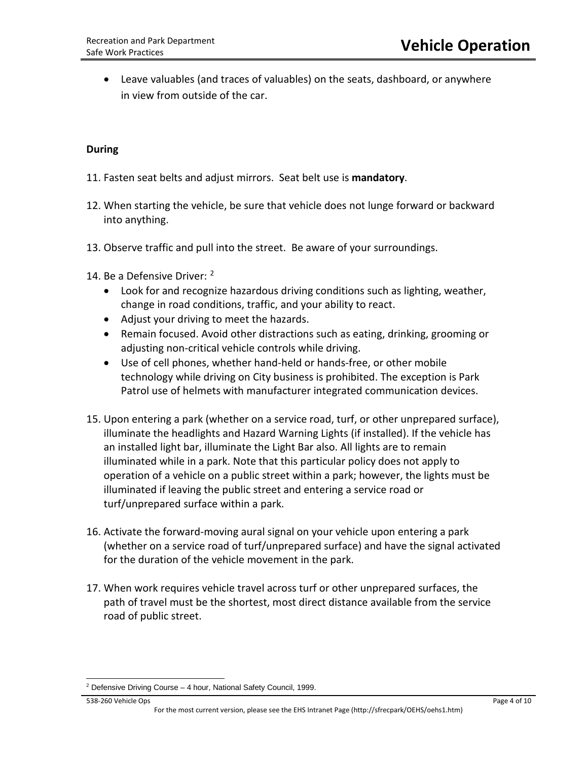- Leave valuables (and traces of valuables) on the seats, dashboard, or anywhere in view from outside of the car.

**During**

11. Fasten seat belts and adjust mirrors. Seat belt use is **mandatory**.

12. When starting the vehicle, be sure that vehicle does not lunge forward or backward into anything.

13. Observe traffic and pull into the street. Be aware of your surroundings.

14. Be a Defensive Driver: [2]
    - Look for and recognize hazardous driving conditions such as lighting, weather, change in road conditions, traffic, and your ability to react.
    - Adjust your driving to meet the hazards.
    - Remain focused. Avoid other distractions such as eating, drinking, grooming or adjusting non-critical vehicle controls while driving.
    - Use of cell phones, whether hand-held or hands-free, or other mobile technology while driving on City business is prohibited. The exception is Park Patrol use of helmets with manufacturer integrated communication devices.

15. Upon entering a park (whether on a service road, turf, or other unprepared surface), illuminate the headlights and Hazard Warning Lights (if installed). If the vehicle has an installed light bar, illuminate the Light Bar also. All lights are to remain illuminated while in a park. Note that this particular policy does not apply to operation of a vehicle on a public street within a park; however, the lights must be illuminated if leaving the public street and entering a service road or turf/unprepared surface within a park.

16. Activate the forward-moving aural signal on your vehicle upon entering a park (whether on a service road of turf/unprepared surface) and have the signal activated for the duration of the vehicle movement in the park.

17. When work requires vehicle travel across turf or other unprepared surfaces, the path of travel must be the shortest, most direct distance available from the service road of public street.

[2] Defensive Driving Course – 4 hour, National Safety Council, 1999.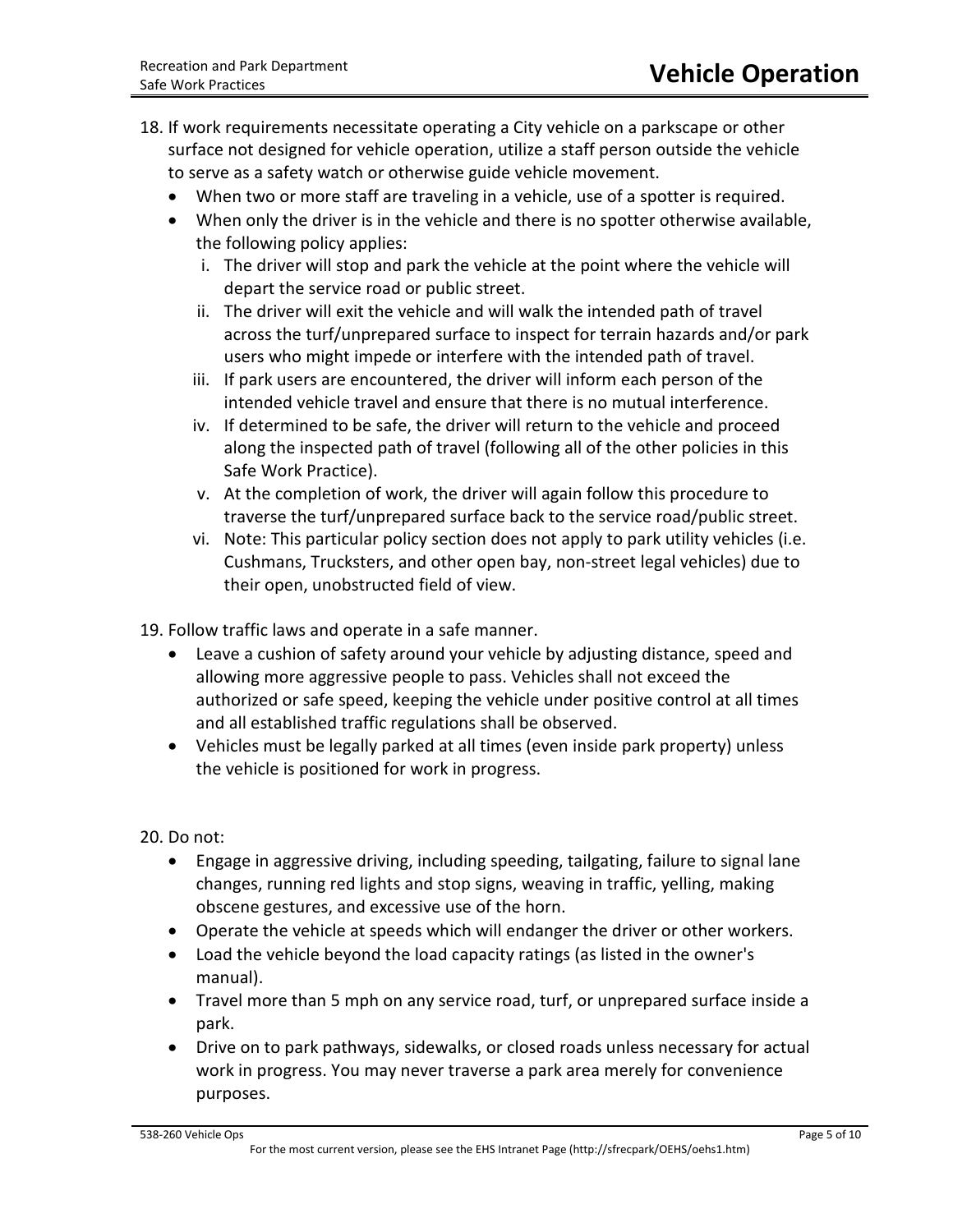18. If work requirements necessitate operating a City vehicle on a parkscape or other surface not designed for vehicle operation, utilize a staff person outside the vehicle to serve as a safety watch or otherwise guide vehicle movement.
    - When two or more staff are traveling in a vehicle, use of a spotter is required.
    - When only the driver is in the vehicle and there is no spotter otherwise available, the following policy applies:
        1. The driver will stop and park the vehicle at the point where the vehicle will depart the service road or public street.
        2. The driver will exit the vehicle and will walk the intended path of travel across the turf/unprepared surface to inspect for terrain hazards and/or park users who might impede or interfere with the intended path of travel.
        3. If park users are encountered, the driver will inform each person of the intended vehicle travel and ensure that there is no mutual interference.
        4. If determined to be safe, the driver will return to the vehicle and proceed along the inspected path of travel (following all of the other policies in this Safe Work Practice).
        5. At the completion of work, the driver will again follow this procedure to traverse the turf/unprepared surface back to the service road/public street.
        6. Note: This particular policy section does not apply to park utility vehicles (i.e. Cushmans, Trucksters, and other open bay, non-street legal vehicles) due to their open, unobstructed field of view.

19. Follow traffic laws and operate in a safe manner.
    - Leave a cushion of safety around your vehicle by adjusting distance, speed and allowing more aggressive people to pass. Vehicles shall not exceed the authorized or safe speed, keeping the vehicle under positive control at all times and all established traffic regulations shall be observed.
    - Vehicles must be legally parked at all times (even inside park property) unless the vehicle is positioned for work in progress.

20. Do not:
    - Engage in aggressive driving, including speeding, tailgating, failure to signal lane changes, running red lights and stop signs, weaving in traffic, yelling, making obscene gestures, and excessive use of the horn.
    - Operate the vehicle at speeds which will endanger the driver or other workers.
    - Load the vehicle beyond the load capacity ratings (as listed in the owner's manual).
    - Travel more than 5 mph on any service road, turf, or unprepared surface inside a park.
    - Drive on to park pathways, sidewalks, or closed roads unless necessary for actual work in progress. You may never traverse a park area merely for convenience purposes.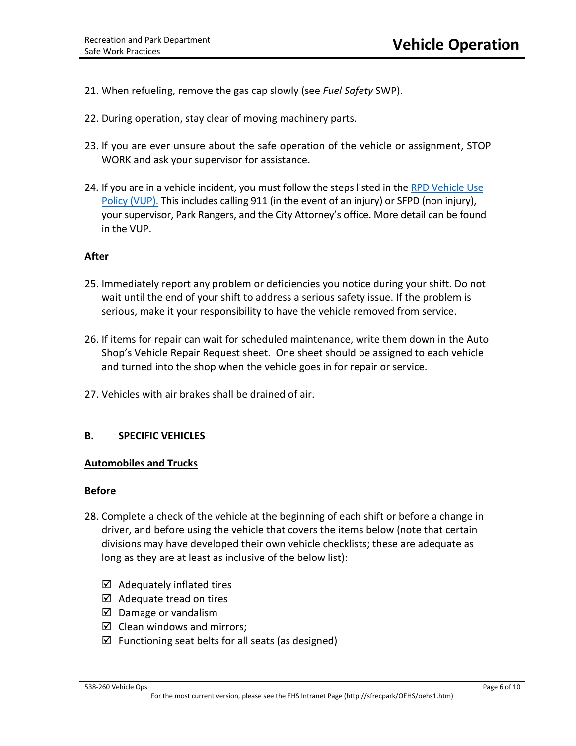21. When refueling, remove the gas cap slowly (see *Fuel Safety* SWP).

22. During operation, stay clear of moving machinery parts.

23. If you are ever unsure about the safe operation of the vehicle or assignment, STOP WORK and ask your supervisor for assistance.

24. If you are in a vehicle incident, you must follow the steps listed in the [RPD Vehicle Use Policy (VUP).]() This includes calling 911 (in the event of an injury) or SFPD (non injury), your supervisor, Park Rangers, and the City Attorney's office. More detail can be found in the VUP.

**After**

25. Immediately report any problem or deficiencies you notice during your shift. Do not wait until the end of your shift to address a serious safety issue. If the problem is serious, make it your responsibility to have the vehicle removed from service.

26. If items for repair can wait for scheduled maintenance, write them down in the Auto Shop's Vehicle Repair Request sheet. One sheet should be assigned to each vehicle and turned into the shop when the vehicle goes in for repair or service.

27. Vehicles with air brakes shall be drained of air.

## B. SPECIFIC VEHICLES

### Automobiles and Trucks

**Before**

28. Complete a check of the vehicle at the beginning of each shift or before a change in driver, and before using the vehicle that covers the items below (note that certain divisions may have developed their own vehicle checklists; these are adequate as long as they are at least as inclusive of the below list):

    - ☑ Adequately inflated tires
    - ☑ Adequate tread on tires
    - ☑ Damage or vandalism
    - ☑ Clean windows and mirrors;
    - ☑ Functioning seat belts for all seats (as designed)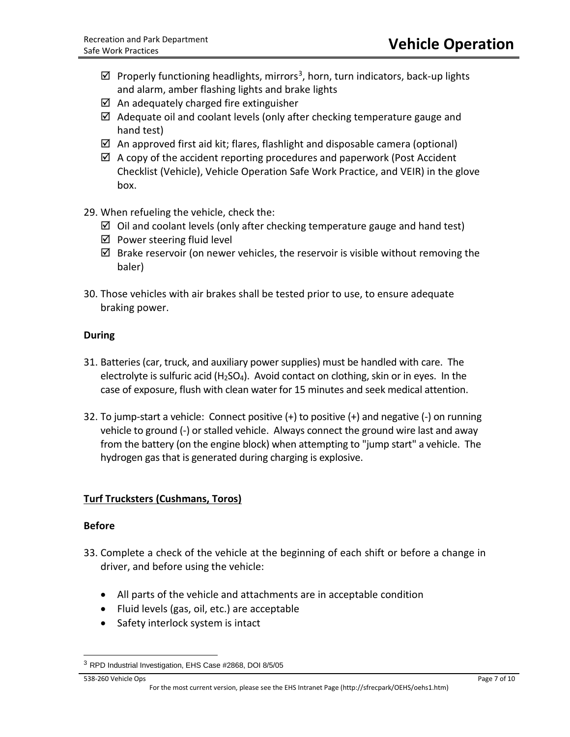- ☑ Properly functioning headlights, mirrors[3], horn, turn indicators, back-up lights and alarm, amber flashing lights and brake lights
- ☑ An adequately charged fire extinguisher
- ☑ Adequate oil and coolant levels (only after checking temperature gauge and hand test)
- ☑ An approved first aid kit; flares, flashlight and disposable camera (optional)
- ☑ A copy of the accident reporting procedures and paperwork (Post Accident Checklist (Vehicle), Vehicle Operation Safe Work Practice, and VEIR) in the glove box.

29. When refueling the vehicle, check the:
    - ☑ Oil and coolant levels (only after checking temperature gauge and hand test)
    - ☑ Power steering fluid level
    - ☑ Brake reservoir (on newer vehicles, the reservoir is visible without removing the baler)

30. Those vehicles with air brakes shall be tested prior to use, to ensure adequate braking power.

**During**

31. Batteries (car, truck, and auxiliary power supplies) must be handled with care. The electrolyte is sulfuric acid ($H_2SO_4$). Avoid contact on clothing, skin or in eyes. In the case of exposure, flush with clean water for 15 minutes and seek medical attention.

32. To jump-start a vehicle: Connect positive (+) to positive (+) and negative (-) on running vehicle to ground (-) or stalled vehicle. Always connect the ground wire last and away from the battery (on the engine block) when attempting to "jump start" a vehicle. The hydrogen gas that is generated during charging is explosive.

## Turf Trucksters (Cushmans, Toros)

**Before**

33. Complete a check of the vehicle at the beginning of each shift or before a change in driver, and before using the vehicle:

    - All parts of the vehicle and attachments are in acceptable condition
    - Fluid levels (gas, oil, etc.) are acceptable
    - Safety interlock system is intact

[3] RPD Industrial Investigation, EHS Case #2868, DOI 8/5/05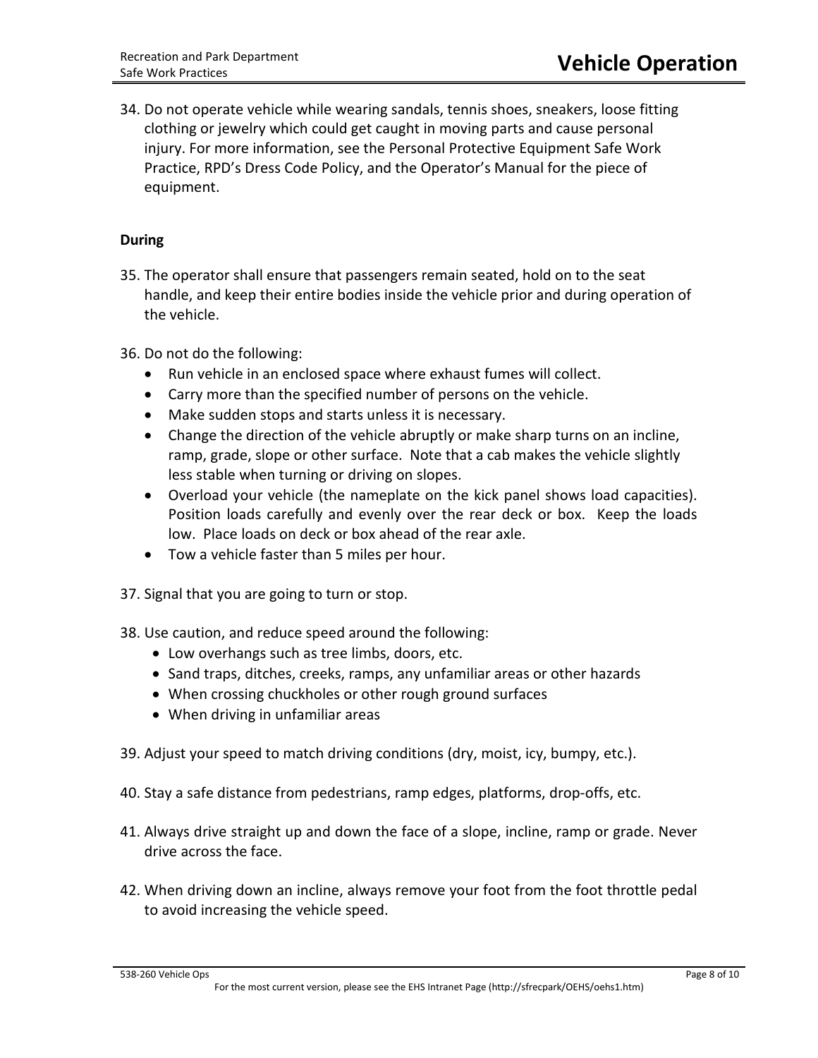34. Do not operate vehicle while wearing sandals, tennis shoes, sneakers, loose fitting clothing or jewelry which could get caught in moving parts and cause personal injury. For more information, see the Personal Protective Equipment Safe Work Practice, RPD's Dress Code Policy, and the Operator's Manual for the piece of equipment.

**During**

35. The operator shall ensure that passengers remain seated, hold on to the seat handle, and keep their entire bodies inside the vehicle prior and during operation of the vehicle.

36. Do not do the following:
    - Run vehicle in an enclosed space where exhaust fumes will collect.
    - Carry more than the specified number of persons on the vehicle.
    - Make sudden stops and starts unless it is necessary.
    - Change the direction of the vehicle abruptly or make sharp turns on an incline, ramp, grade, slope or other surface. Note that a cab makes the vehicle slightly less stable when turning or driving on slopes.
    - Overload your vehicle (the nameplate on the kick panel shows load capacities). Position loads carefully and evenly over the rear deck or box. Keep the loads low. Place loads on deck or box ahead of the rear axle.
    - Tow a vehicle faster than 5 miles per hour.

37. Signal that you are going to turn or stop.

38. Use caution, and reduce speed around the following:
    - Low overhangs such as tree limbs, doors, etc.
    - Sand traps, ditches, creeks, ramps, any unfamiliar areas or other hazards
    - When crossing chuckholes or other rough ground surfaces
    - When driving in unfamiliar areas

39. Adjust your speed to match driving conditions (dry, moist, icy, bumpy, etc.).

40. Stay a safe distance from pedestrians, ramp edges, platforms, drop-offs, etc.

41. Always drive straight up and down the face of a slope, incline, ramp or grade. Never drive across the face.

42. When driving down an incline, always remove your foot from the foot throttle pedal to avoid increasing the vehicle speed.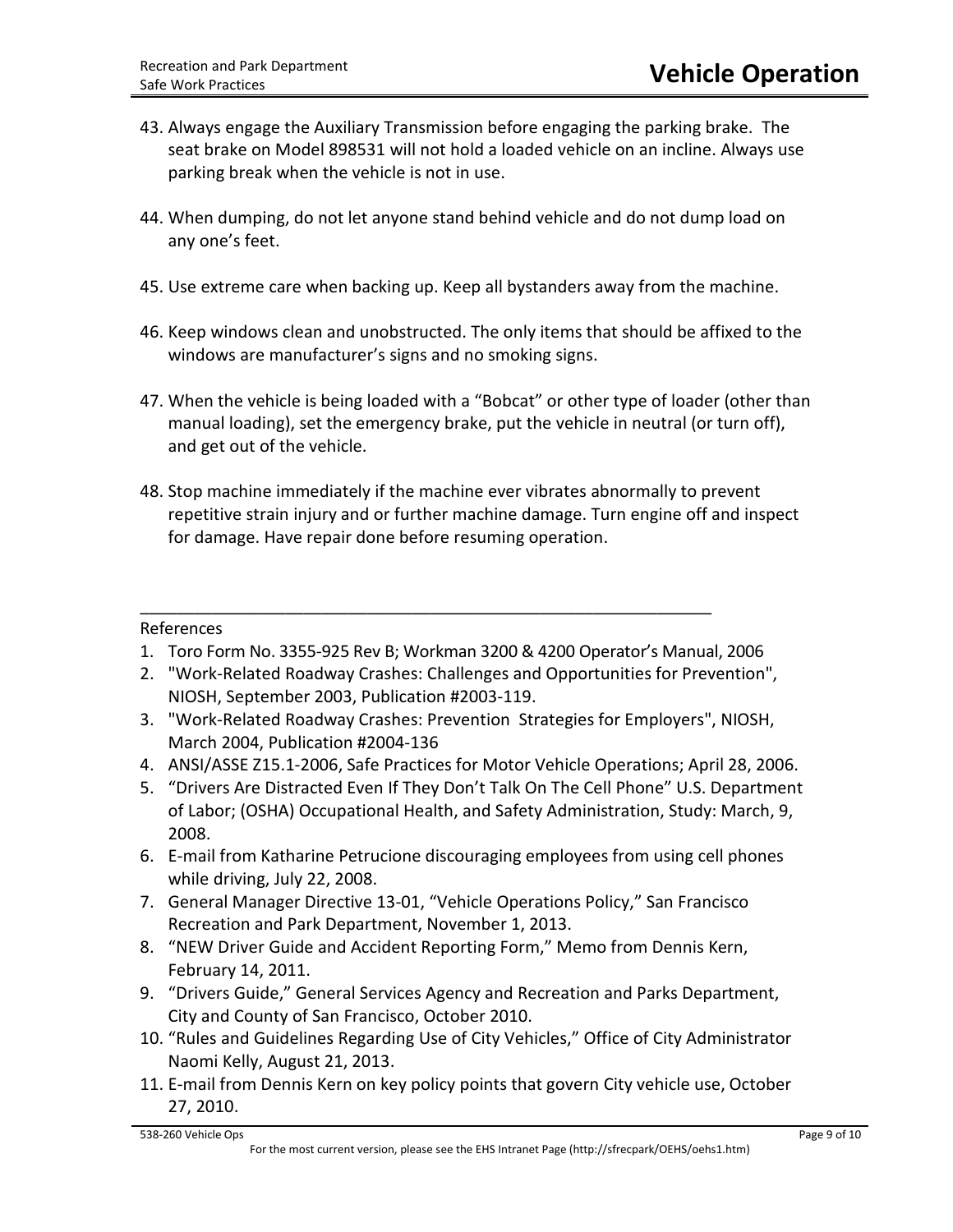43. Always engage the Auxiliary Transmission before engaging the parking brake. The seat brake on Model 898531 will not hold a loaded vehicle on an incline. Always use parking break when the vehicle is not in use.

44. When dumping, do not let anyone stand behind vehicle and do not dump load on any one's feet.

45. Use extreme care when backing up. Keep all bystanders away from the machine.

46. Keep windows clean and unobstructed. The only items that should be affixed to the windows are manufacturer's signs and no smoking signs.

47. When the vehicle is being loaded with a "Bobcat" or other type of loader (other than manual loading), set the emergency brake, put the vehicle in neutral (or turn off), and get out of the vehicle.

48. Stop machine immediately if the machine ever vibrates abnormally to prevent repetitive strain injury and or further machine damage. Turn engine off and inspect for damage. Have repair done before resuming operation.

---

References

1. Toro Form No. 3355-925 Rev B; Workman 3200 & 4200 Operator's Manual, 2006
2. "Work-Related Roadway Crashes: Challenges and Opportunities for Prevention", NIOSH, September 2003, Publication #2003-119.
3. "Work-Related Roadway Crashes: Prevention Strategies for Employers", NIOSH, March 2004, Publication #2004-136
4. ANSI/ASSE Z15.1-2006, Safe Practices for Motor Vehicle Operations; April 28, 2006.
5. "Drivers Are Distracted Even If They Don't Talk On The Cell Phone" U.S. Department of Labor; (OSHA) Occupational Health, and Safety Administration, Study: March, 9, 2008.
6. E-mail from Katharine Petrucione discouraging employees from using cell phones while driving, July 22, 2008.
7. General Manager Directive 13-01, "Vehicle Operations Policy," San Francisco Recreation and Park Department, November 1, 2013.
8. "NEW Driver Guide and Accident Reporting Form," Memo from Dennis Kern, February 14, 2011.
9. "Drivers Guide," General Services Agency and Recreation and Parks Department, City and County of San Francisco, October 2010.
10. "Rules and Guidelines Regarding Use of City Vehicles," Office of City Administrator Naomi Kelly, August 21, 2013.
11. E-mail from Dennis Kern on key policy points that govern City vehicle use, October 27, 2010.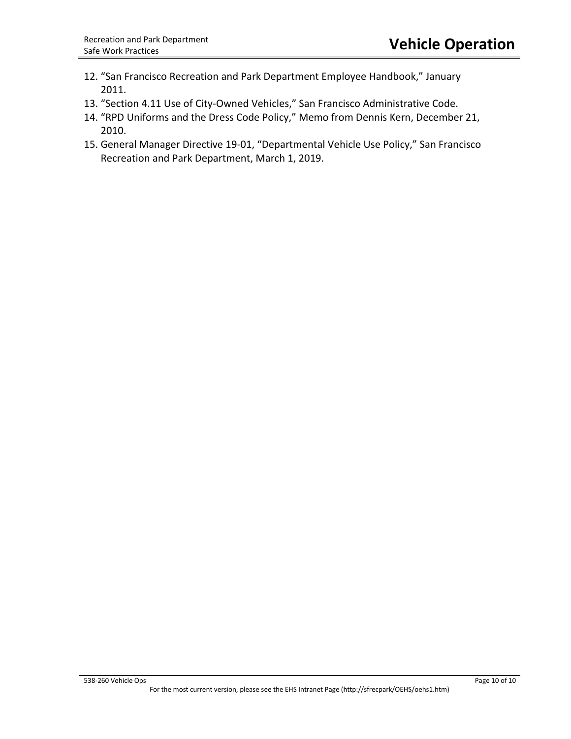12. “San Francisco Recreation and Park Department Employee Handbook,” January 2011.
13. “Section 4.11 Use of City-Owned Vehicles,” San Francisco Administrative Code.
14. “RPD Uniforms and the Dress Code Policy,” Memo from Dennis Kern, December 21, 2010.
15. General Manager Directive 19-01, “Departmental Vehicle Use Policy,” San Francisco Recreation and Park Department, March 1, 2019.